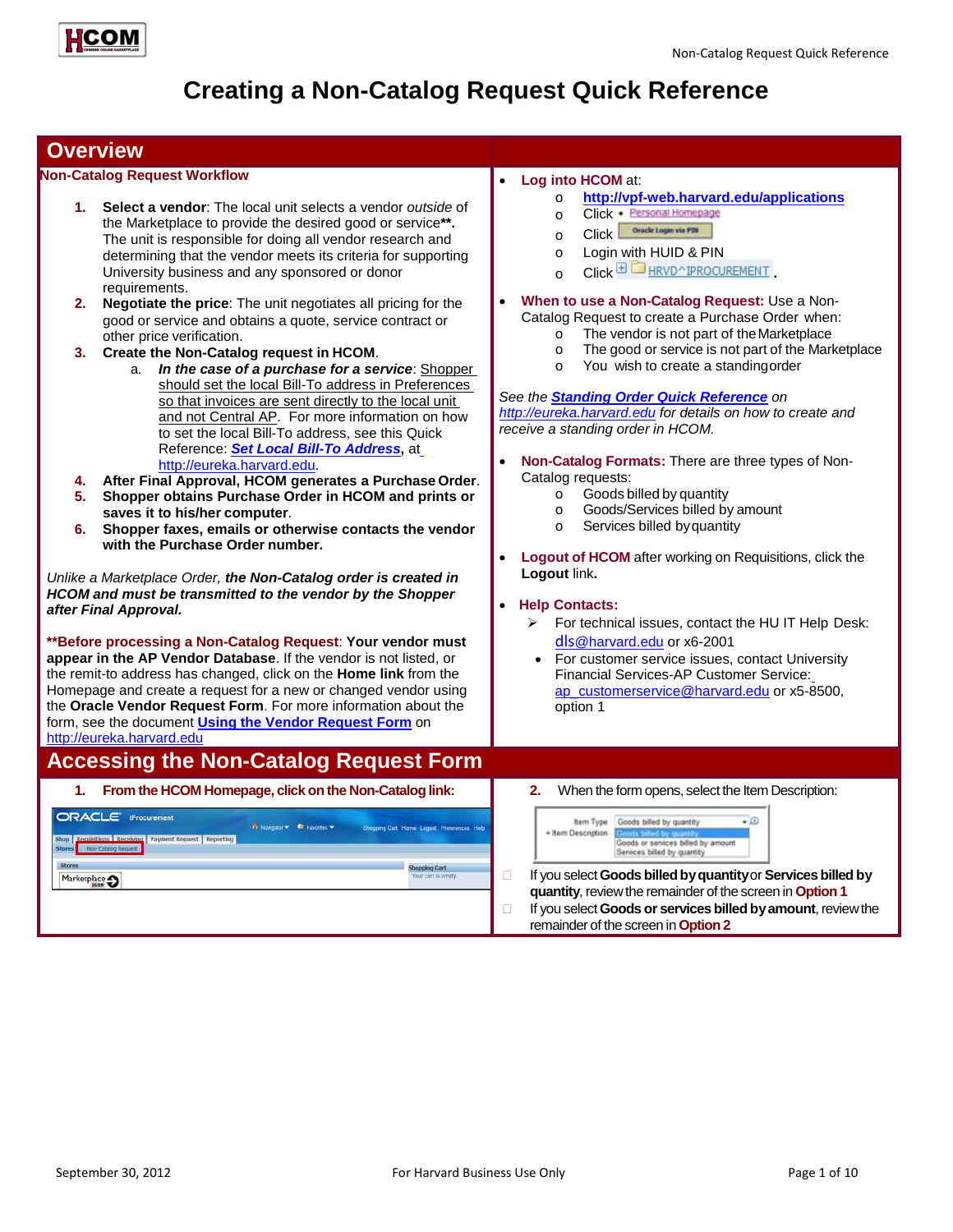# Creating a Non-Catalog Request Quick Reference

## Overview

### Non-Catalog Request Workflow

1. **Select a vendor**: The local unit selects a vendor *outside* of the Marketplace to provide the desired good or service**. The unit is responsible for doing all vendor research and determining that the vendor meets its criteria for supporting University business and any sponsored or donor requirements.
2. **Negotiate the price**: The unit negotiates all pricing for the good or service and obtains a quote, service contract or other price verification.
3. **Create the Non-Catalog request in HCOM**.
   a. ***In the case of a purchase for a service***: Shopper should set the local Bill-To address in Preferences so that invoices are sent directly to the local unit and not Central AP. For more information on how to set the local Bill-To address, see this Quick Reference: ***Set Local Bill-To Address***, at http://eureka.harvard.edu.
4. **After Final Approval, HCOM generates a Purchase Order**.
5. **Shopper obtains Purchase Order in HCOM and prints or saves it to his/her computer**.
6. **Shopper faxes, emails or otherwise contacts the vendor with the Purchase Order number.**

*Unlike a Marketplace Order, **the Non-Catalog order is created in HCOM and must be transmitted to the vendor by the Shopper after Final Approval.***

****Before processing a Non-Catalog Request**: **Your vendor must appear in the AP Vendor Database**. If the vendor is not listed, or the remit-to address has changed, click on the **Home link** from the Homepage and create a request for a new or changed vendor using the **Oracle Vendor Request Form**. For more information about the form, see the document **Using the Vendor Request Form** on http://eureka.harvard.edu

- **Log into HCOM** at:
  - **http://vpf-web.harvard.edu/applications**
  - Click • Personal Homepage
  - Click Oracle Login via PIN
  - Login with HUID & PIN
  - Click HRVD^IPROCUREMENT.
- **When to use a Non-Catalog Request:** Use a Non-Catalog Request to create a Purchase Order when:
  - The vendor is not part of the Marketplace
  - The good or service is not part of the Marketplace
  - You wish to create a standing order

*See the **Standing Order Quick Reference** on http://eureka.harvard.edu for details on how to create and receive a standing order in HCOM.*

- **Non-Catalog Formats:** There are three types of Non-Catalog requests:
  - Goods billed by quantity
  - Goods/Services billed by amount
  - Services billed by quantity
- **Logout of HCOM** after working on Requisitions, click the **Logout** link**.**
- **Help Contacts:**
  - For technical issues, contact the HU IT Help Desk: dls@harvard.edu or x6-2001
  - For customer service issues, contact University Financial Services-AP Customer Service: ap_customerservice@harvard.edu or x5-8500, option 1

## Accessing the Non-Catalog Request Form

1. **From the HCOM Homepage, click on the Non-Catalog link:**

2. When the form opens, select the Item Description:

- If you select **Goods billed by quantity** or **Services billed by quantity**, review the remainder of the screen in **Option 1**
- If you select **Goods or services billed by amount**, review the remainder of the screen in **Option 2**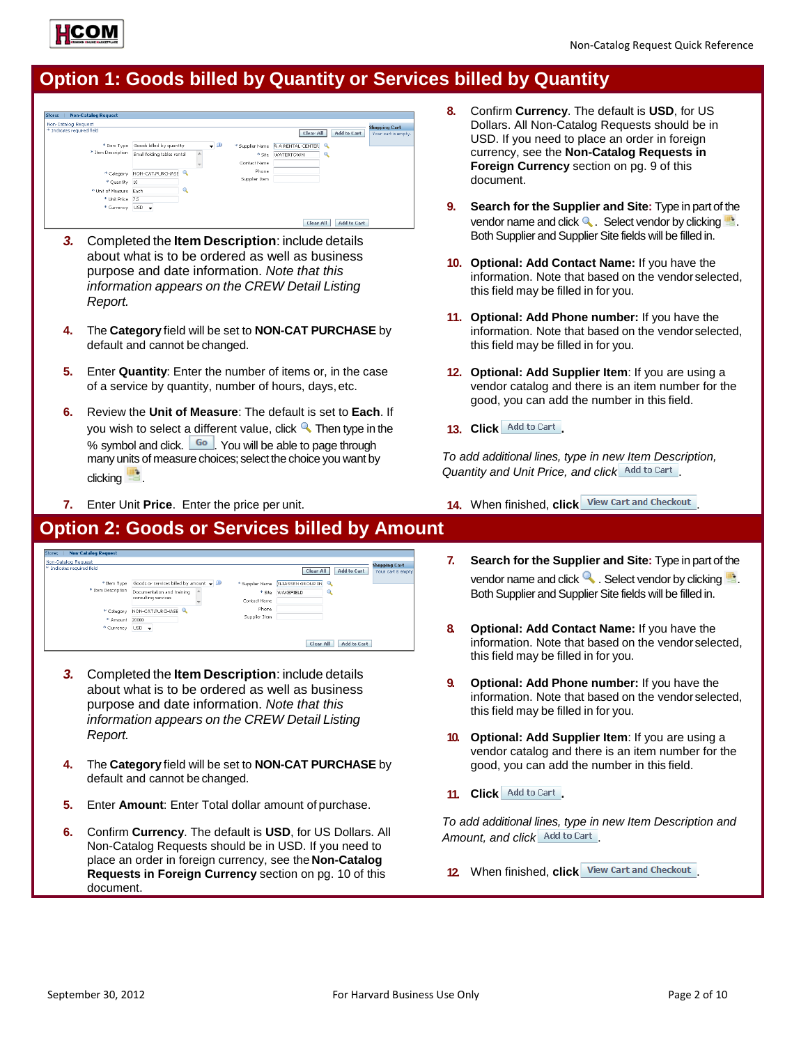## Option 1: Goods billed by Quantity or Services billed by Quantity

3. Completed the **Item Description**: include details about what is to be ordered as well as business purpose and date information. *Note that this information appears on the CREW Detail Listing Report.*

4. The **Category** field will be set to **NON-CAT PURCHASE** by default and cannot be changed.

5. Enter **Quantity**: Enter the number of items or, in the case of a service by quantity, number of hours, days, etc.

6. Review the **Unit of Measure**: The default is set to **Each**. If you wish to select a different value, click . Then type in the % symbol and click Go. You will be able to page through many units of measure choices; select the choice you want by clicking .

7. Enter Unit **Price**. Enter the price per unit.

8. Confirm **Currency**. The default is **USD**, for US Dollars. All Non-Catalog Requests should be in USD. If you need to place an order in foreign currency, see the **Non-Catalog Requests in Foreign Currency** section on pg. 9 of this document.

9. **Search for the Supplier and Site:** Type in part of the vendor name and click . Select vendor by clicking . Both Supplier and Supplier Site fields will be filled in.

10. **Optional: Add Contact Name:** If you have the information. Note that based on the vendor selected, this field may be filled in for you.

11. **Optional: Add Phone number:** If you have the information. Note that based on the vendor selected, this field may be filled in for you.

12. **Optional: Add Supplier Item**: If you are using a vendor catalog and there is an item number for the good, you can add the number in this field.

13. **Click** Add to Cart.

*To add additional lines, type in new Item Description, Quantity and Unit Price, and click* Add to Cart.

14. When finished, **click** View Cart and Checkout.

## Option 2: Goods or Services billed by Amount

3. Completed the **Item Description**: include details about what is to be ordered as well as business purpose and date information. *Note that this information appears on the CREW Detail Listing Report.*

4. The **Category** field will be set to **NON-CAT PURCHASE** by default and cannot be changed.

5. Enter **Amount**: Enter Total dollar amount of purchase.

6. Confirm **Currency**. The default is **USD**, for US Dollars. All Non-Catalog Requests should be in USD. If you need to place an order in foreign currency, see the **Non-Catalog Requests in Foreign Currency** section on pg. 10 of this document.

7. **Search for the Supplier and Site:** Type in part of the vendor name and click . Select vendor by clicking . Both Supplier and Supplier Site fields will be filled in.

8. **Optional: Add Contact Name:** If you have the information. Note that based on the vendor selected, this field may be filled in for you.

9. **Optional: Add Phone number:** If you have the information. Note that based on the vendor selected, this field may be filled in for you.

10. **Optional: Add Supplier Item**: If you are using a vendor catalog and there is an item number for the good, you can add the number in this field.

11. **Click** Add to Cart.

*To add additional lines, type in new Item Description and Amount, and click* Add to Cart.

12. When finished, **click** View Cart and Checkout.

September 30, 2012 | For Harvard Business Use Only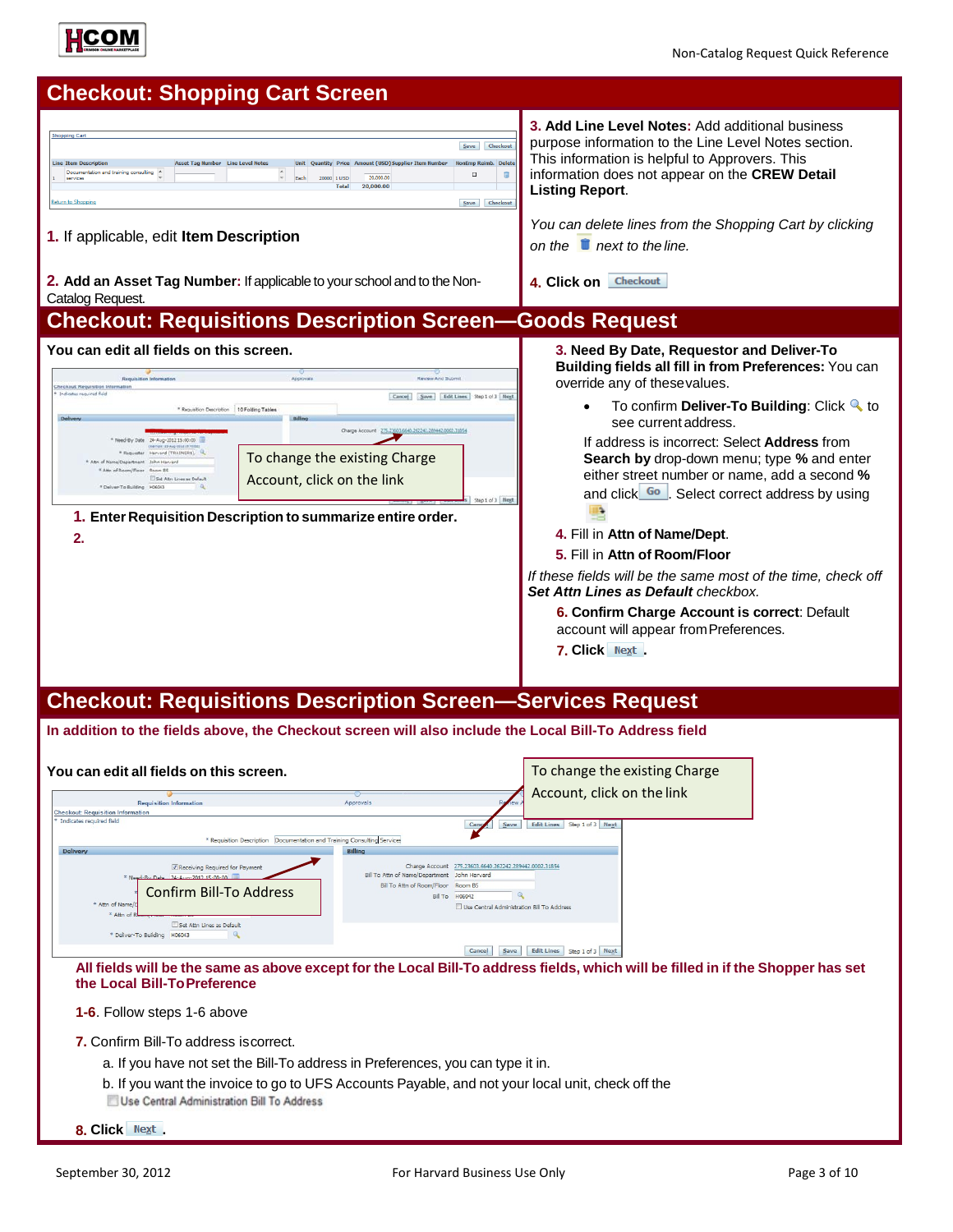# Checkout: Shopping Cart Screen

**1.** If applicable, edit **Item Description**

**2. Add an Asset Tag Number:** If applicable to your school and to the Non-Catalog Request.

**3. Add Line Level Notes:** Add additional business purpose information to the Line Level Notes section. This information is helpful to Approvers. This information does not appear on the **CREW Detail Listing Report**.

*You can delete lines from the Shopping Cart by clicking on the next to the line.*

**4. Click on** Checkout

# Checkout: Requisitions Description Screen—Goods Request

**You can edit all fields on this screen.**

To change the existing Charge Account, click on the link

**1. Enter Requisition Description to summarize entire order.**

**2.**

**3. Need By Date, Requestor and Deliver-To Building fields all fill in from Preferences:** You can override any of these values.

- To confirm **Deliver-To Building**: Click to see current address.

If address is incorrect: Select **Address** from **Search by** drop-down menu; type **%** and enter either street number or name, add a second **%** and click Go. Select correct address by using

**4.** Fill in **Attn of Name/Dept**.

**5.** Fill in **Attn of Room/Floor**

*If these fields will be the same most of the time, check off **Set Attn Lines as Default** checkbox.*

**6. Confirm Charge Account is correct**: Default account will appear from Preferences.

**7. Click** Next.

# Checkout: Requisitions Description Screen—Services Request

**In addition to the fields above, the Checkout screen will also include the Local Bill-To Address field**

**You can edit all fields on this screen.**

To change the existing Charge Account, click on the link

Confirm Bill-To Address

**All fields will be the same as above except for the Local Bill-To address fields, which will be filled in if the Shopper has set the Local Bill-To Preference**

**1-6**. Follow steps 1-6 above

**7.** Confirm Bill-To address is correct.

a. If you have not set the Bill-To address in Preferences, you can type it in.

b. If you want the invoice to go to UFS Accounts Payable, and not your local unit, check off the Use Central Administration Bill To Address

**8. Click** Next.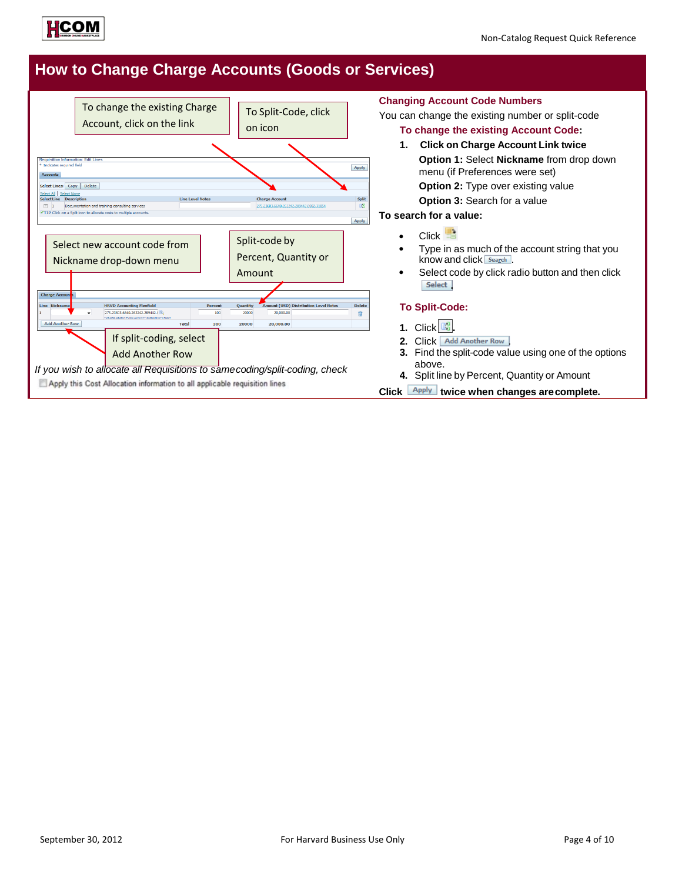# How to Change Charge Accounts (Goods or Services)

To change the existing Charge Account, click on the link

To Split-Code, click on icon

Select new account code from Nickname drop-down menu

Split-code by Percent, Quantity or Amount

If split-coding, select Add Another Row

*If you wish to allocate all Requisitions to same coding/split-coding, check*

Apply this Cost Allocation information to all applicable requisition lines

## Changing Account Code Numbers

You can change the existing number or split-code

### To change the existing Account Code:

1. **Click on Charge Account Link twice**

   **Option 1:** Select **Nickname** from drop down menu (if Preferences were set)

   **Option 2:** Type over existing value

   **Option 3:** Search for a value

**To search for a value:**

- Click
- Type in as much of the account string that you know and click Search.
- Select code by click radio button and then click Select.

### To Split-Code:

1. Click .
2. Click Add Another Row.
3. Find the split-code value using one of the options above.
4. Split line by Percent, Quantity or Amount

**Click** Apply **twice when changes are complete.**

September 30, 2012 — For Harvard Business Use Only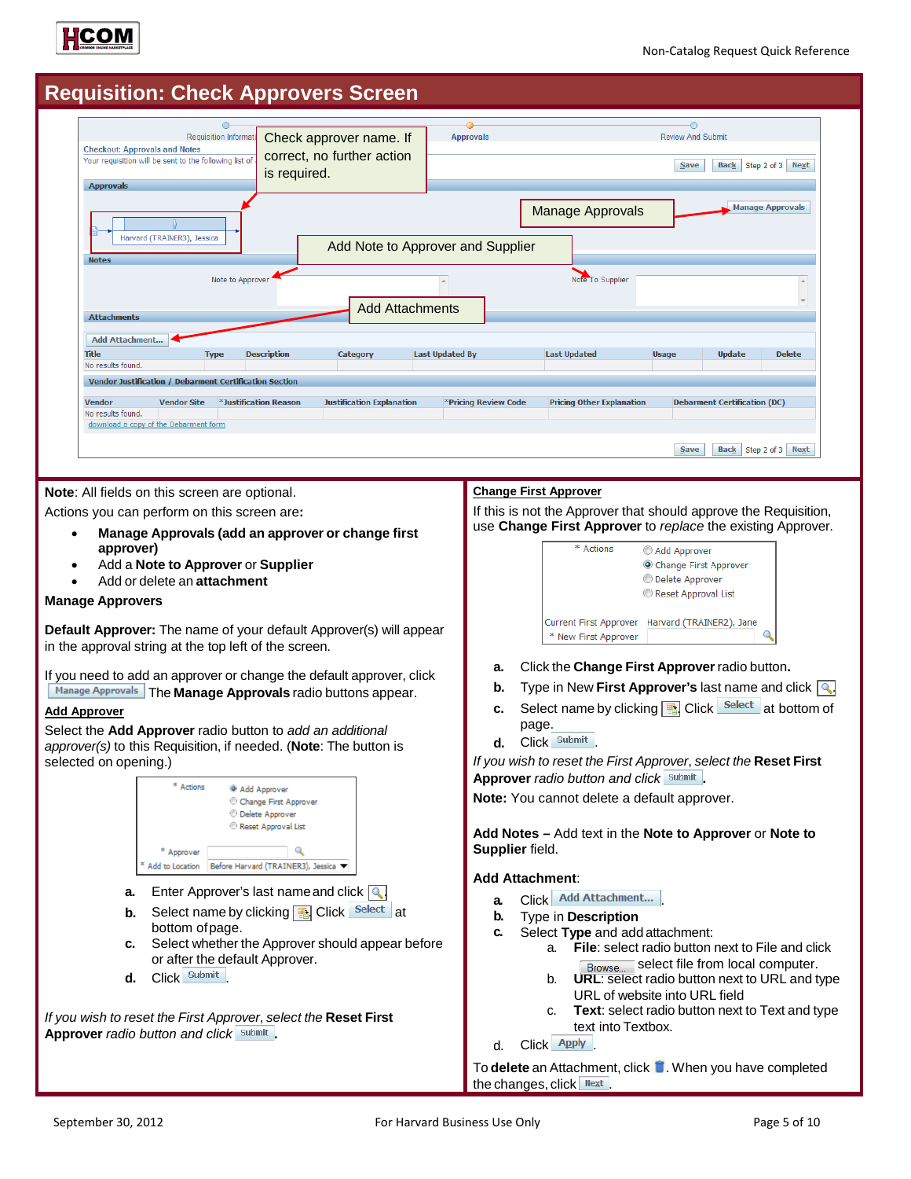# Requisition: Check Approvers Screen

Check approver name. If correct, no further action is required.

Manage Approvals

Add Note to Approver and Supplier

Add Attachments

**Note**: All fields on this screen are optional.

Actions you can perform on this screen are:

- **Manage Approvals (add an approver or change first approver)**
- Add a **Note to Approver** or **Supplier**
- Add or delete an **attachment**

**Manage Approvers**

**Default Approver:** The name of your default Approver(s) will appear in the approval string at the top left of the screen.

If you need to add an approver or change the default approver, click Manage Approvals The **Manage Approvals** radio buttons appear.

**Add Approver**

Select the **Add Approver** radio button to *add an additional approver(s)* to this Requisition, if needed. (**Note**: The button is selected on opening.)

a. Enter Approver's last name and click 🔍
b. Select name by clicking Click Select at bottom of page.
c. Select whether the Approver should appear before or after the default Approver.
d. Click Submit.

*If you wish to reset the First Approver, select the* **Reset First Approver** *radio button and click* Submit.

**Change First Approver**

If this is not the Approver that should approve the Requisition, use **Change First Approver** to *replace* the existing Approver.

a. Click the **Change First Approver** radio button.
b. Type in New **First Approver's** last name and click 🔍
c. Select name by clicking Click Select at bottom of page.
d. Click Submit.

*If you wish to reset the First Approver, select the* **Reset First Approver** *radio button and click* Submit.

**Note:** You cannot delete a default approver.

**Add Notes –** Add text in the **Note to Approver** or **Note to Supplier** field.

**Add Attachment**:

a. Click Add Attachment...
b. Type in **Description**
c. Select **Type** and add attachment:
   a. **File**: select radio button next to File and click Browse... select file from local computer.
   b. **URL**: select radio button next to URL and type URL of website into URL field
   c. **Text**: select radio button next to Text and type text into Textbox.
d. Click Apply.

To **delete** an Attachment, click 🗑. When you have completed the changes, click Next.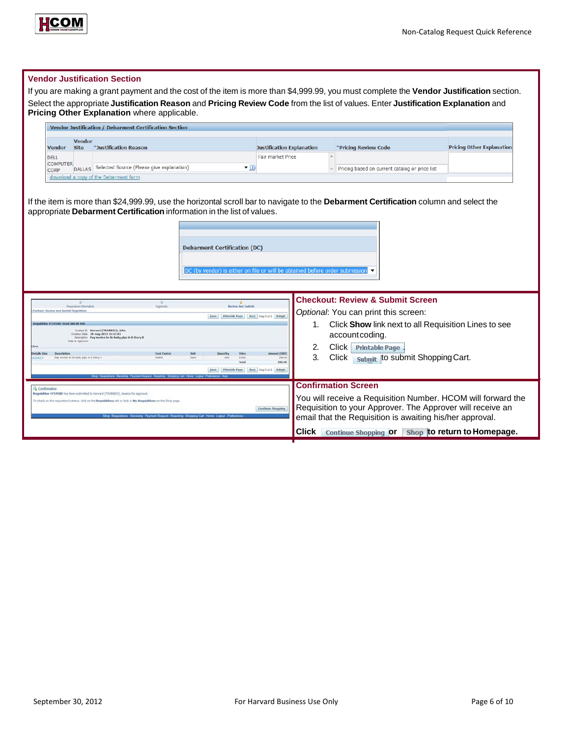## Vendor Justification Section

If you are making a grant payment and the cost of the item is more than $4,999.99, you must complete the **Vendor Justification** section.

Select the appropriate **Justification Reason** and **Pricing Review Code** from the list of values. Enter **Justification Explanation** and **Pricing Other Explanation** where applicable.

**Vendor Justification / Debarment Certification Section**

| Vendor | Vendor Site | *Justification Reason | Justification Explanation | *Pricing Review Code | Pricing Other Explanation |
|---|---|---|---|---|---|
| DELL COMPUTER CORP | DALLAS | Selected Source (Please give explanation) | Fair market Price | Pricing based on current catalog or price list | |

download a copy of the Debarment form

If the item is more than $24,999.99, use the horizontal scroll bar to navigate to the **Debarment Certification** column and select the appropriate **Debarment Certification** information in the list of values.

| Debarment Certification (DC) |
|---|
| DC (by vendor) is either on file or will be obtained before order submission |

## Checkout: Review & Submit Screen

*Optional*: You can print this screen:

1. Click **Show** link next to all Requisition Lines to see account coding.
2. Click **Printable Page**.
3. Click **Submit** to submit Shopping Cart.

## Confirmation Screen

You will receive a Requisition Number. HCOM will forward the Requisition to your Approver. The Approver will receive an email that the Requisition is awaiting his/her approval.

**Click Continue Shopping or Shop to return to Homepage.**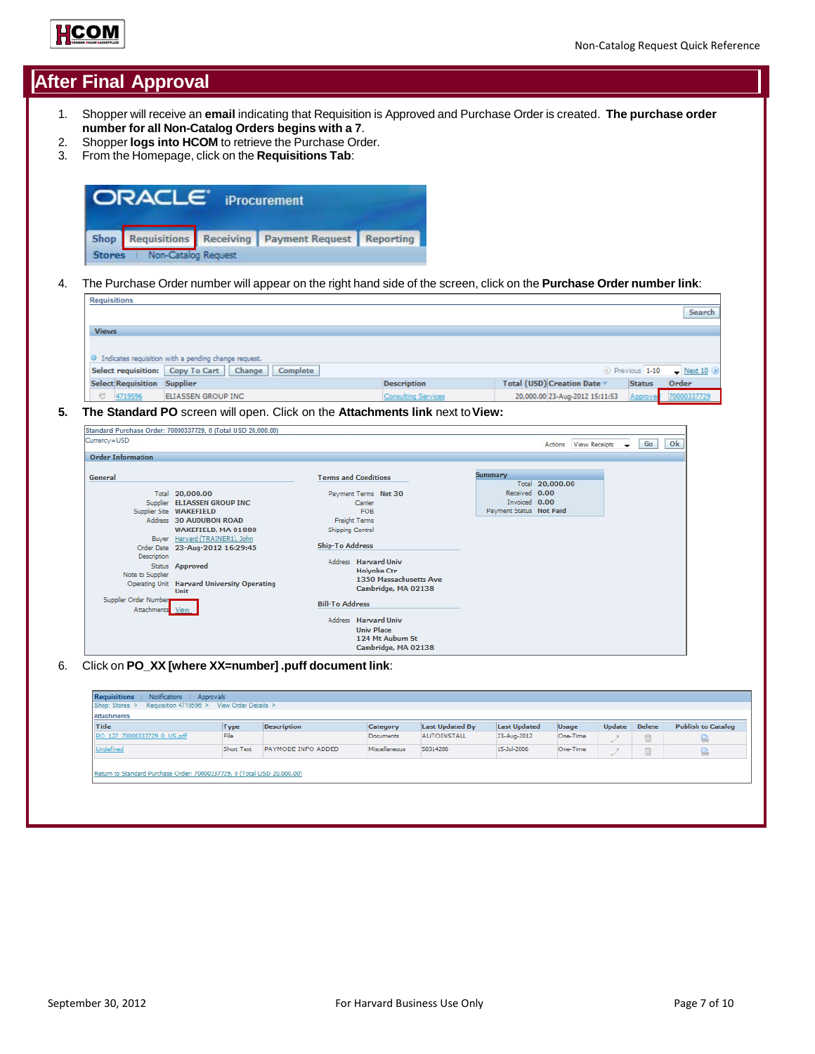# After Final Approval

1. Shopper will receive an **email** indicating that Requisition is Approved and Purchase Order is created. **The purchase order number for all Non-Catalog Orders begins with a 7**.
2. Shopper **logs into HCOM** to retrieve the Purchase Order.
3. From the Homepage, click on the **Requisitions Tab**:

4. The Purchase Order number will appear on the right hand side of the screen, click on the **Purchase Order number link**:

5. **The Standard PO** screen will open. Click on the **Attachments link** next to **View:**

6. Click on **PO_XX [where XX=number] .puff document link**: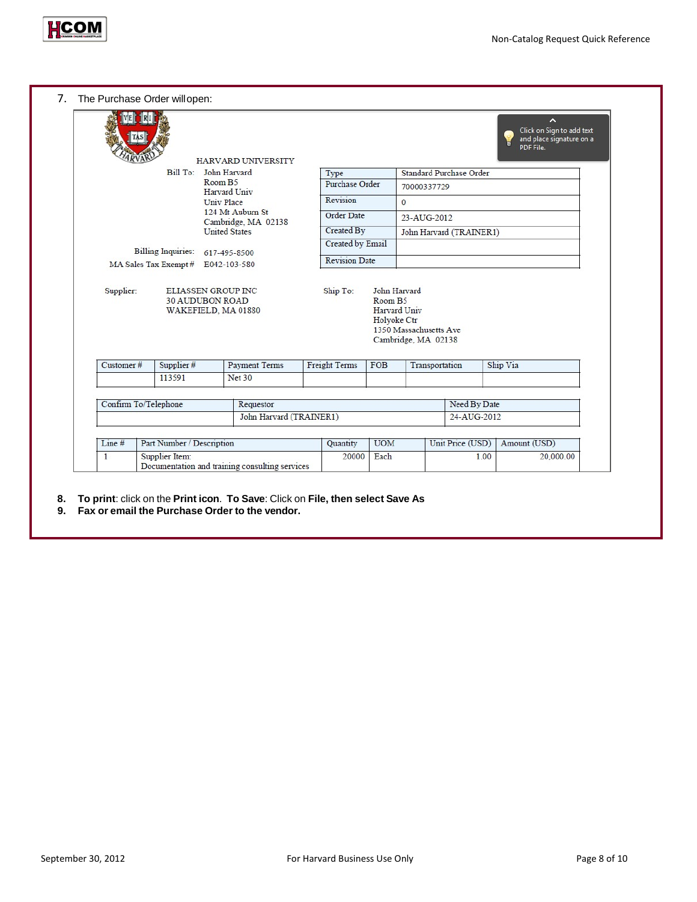7. The Purchase Order will open:

HARVARD UNIVERSITY

Bill To: John Harvard
Room B5
Harvard Univ
Univ Place
124 Mt Auburn St
Cambridge, MA 02138
United States

Billing Inquiries: 617-495-8500
MA Sales Tax Exempt # E042-103-580

| Type | Standard Purchase Order |
|---|---|
| Purchase Order | 70000337729 |
| Revision | 0 |
| Order Date | 23-AUG-2012 |
| Created By | John Harvard (TRAINER1) |
| Created by Email | |
| Revision Date | |

Click on Sign to add text and place signature on a PDF File.

Supplier: ELIASSEN GROUP INC
30 AUDUBON ROAD
WAKEFIELD, MA 01880

Ship To: John Harvard
Room B5
Harvard Univ
Holyoke Ctr
1350 Massachusetts Ave
Cambridge, MA 02138

| Customer # | Supplier # | Payment Terms | Freight Terms | FOB | Transportation | Ship Via |
|---|---|---|---|---|---|---|
| | 113591 | Net 30 | | | | |

| Confirm To/Telephone | Requestor | Need By Date |
|---|---|---|
| | John Harvard (TRAINER1) | 24-AUG-2012 |

| Line # | Part Number / Description | Quantity | UOM | Unit Price (USD) | Amount (USD) |
|---|---|---|---|---|---|
| 1 | Supplier Item: Documentation and training consulting services | 20000 | Each | 1.00 | 20,000.00 |

8. **To print**: click on the **Print icon**. **To Save**: Click on **File, then select Save As**
9. **Fax or email the Purchase Order to the vendor.**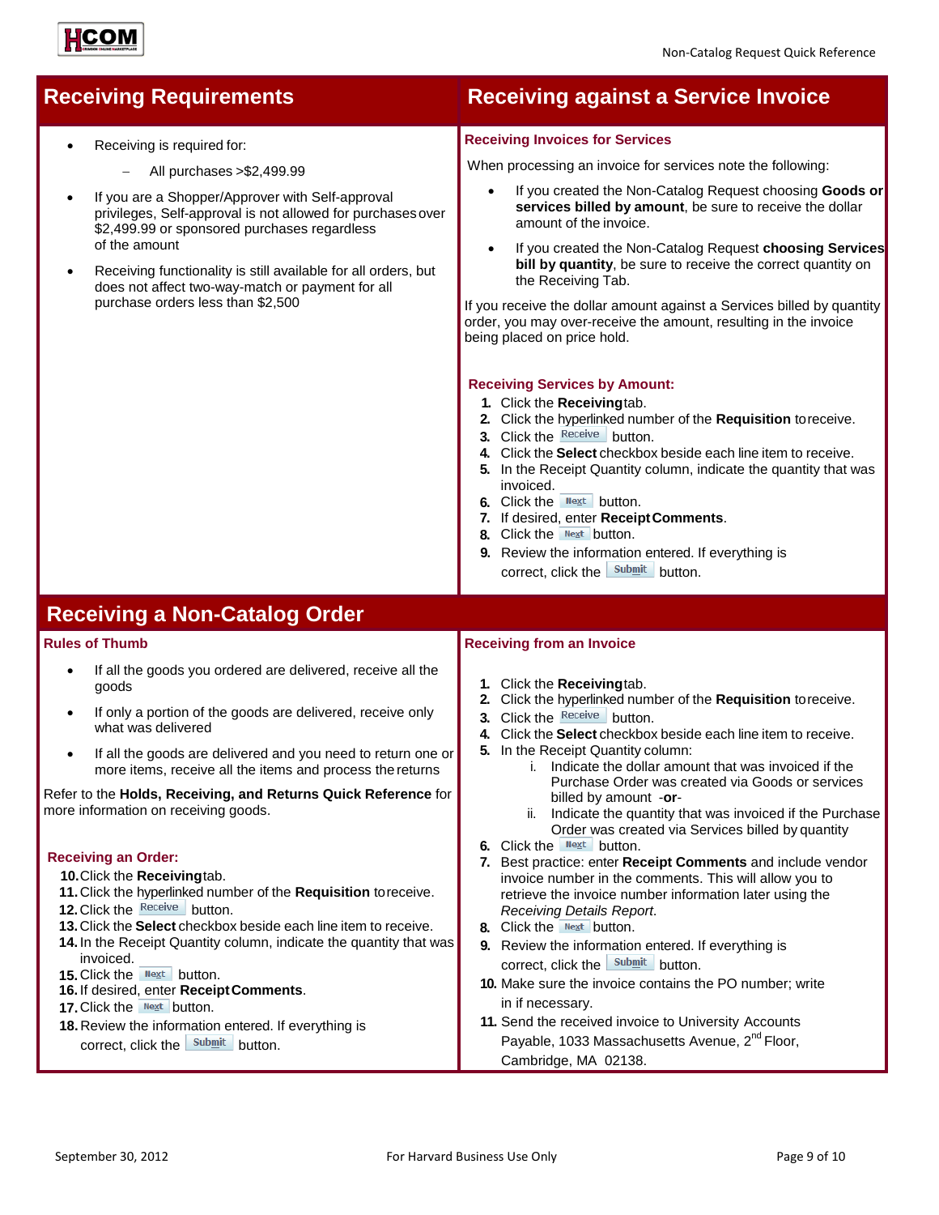## Receiving Requirements

- Receiving is required for:
  - All purchases >$2,499.99
- If you are a Shopper/Approver with Self-approval privileges, Self-approval is not allowed for purchases over $2,499.99 or sponsored purchases regardless of the amount
- Receiving functionality is still available for all orders, but does not affect two-way-match or payment for all purchase orders less than $2,500

## Receiving against a Service Invoice

### Receiving Invoices for Services

When processing an invoice for services note the following:

- If you created the Non-Catalog Request choosing **Goods or services billed by amount**, be sure to receive the dollar amount of the invoice.
- If you created the Non-Catalog Request **choosing Services bill by quantity**, be sure to receive the correct quantity on the Receiving Tab.

If you receive the dollar amount against a Services billed by quantity order, you may over-receive the amount, resulting in the invoice being placed on price hold.

### Receiving Services by Amount:

1. Click the **Receiving** tab.
2. Click the hyperlinked number of the **Requisition** to receive.
3. Click the Receive button.
4. Click the **Select** checkbox beside each line item to receive.
5. In the Receipt Quantity column, indicate the quantity that was invoiced.
6. Click the Next button.
7. If desired, enter **Receipt Comments**.
8. Click the Next button.
9. Review the information entered. If everything is correct, click the Submit button.

## Receiving a Non-Catalog Order

### Rules of Thumb

- If all the goods you ordered are delivered, receive all the goods
- If only a portion of the goods are delivered, receive only what was delivered
- If all the goods are delivered and you need to return one or more items, receive all the items and process the returns

Refer to the **Holds, Receiving, and Returns Quick Reference** for more information on receiving goods.

### Receiving an Order:

10. Click the **Receiving** tab.
11. Click the hyperlinked number of the **Requisition** to receive.
12. Click the Receive button.
13. Click the **Select** checkbox beside each line item to receive.
14. In the Receipt Quantity column, indicate the quantity that was invoiced.
15. Click the Next button.
16. If desired, enter **Receipt Comments**.
17. Click the Next button.
18. Review the information entered. If everything is correct, click the Submit button.

### Receiving from an Invoice

1. Click the **Receiving** tab.
2. Click the hyperlinked number of the **Requisition** to receive.
3. Click the Receive button.
4. Click the **Select** checkbox beside each line item to receive.
5. In the Receipt Quantity column:
   i. Indicate the dollar amount that was invoiced if the Purchase Order was created via Goods or services billed by amount -**or**-
   ii. Indicate the quantity that was invoiced if the Purchase Order was created via Services billed by quantity
6. Click the Next button.
7. Best practice: enter **Receipt Comments** and include vendor invoice number in the comments. This will allow you to retrieve the invoice number information later using the *Receiving Details Report*.
8. Click the Next button.
9. Review the information entered. If everything is correct, click the Submit button.
10. Make sure the invoice contains the PO number; write in if necessary.
11. Send the received invoice to University Accounts Payable, 1033 Massachusetts Avenue, 2nd Floor, Cambridge, MA 02138.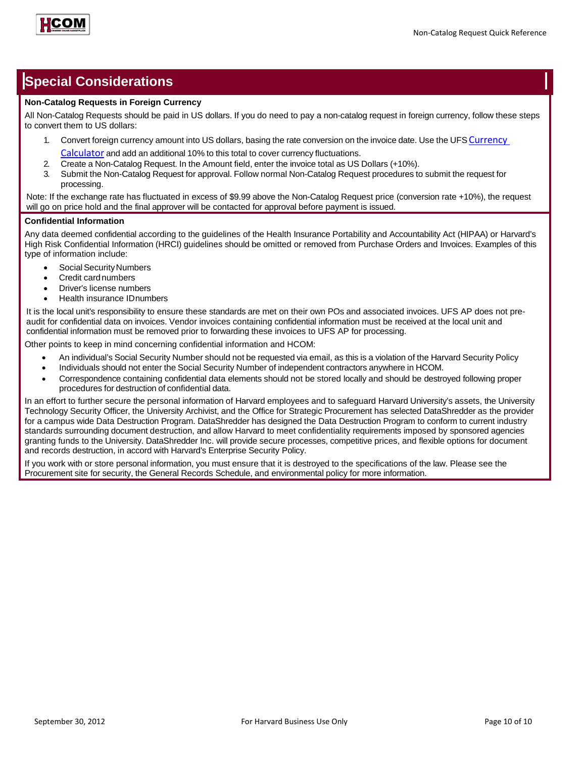## Special Considerations

### Non-Catalog Requests in Foreign Currency

All Non-Catalog Requests should be paid in US dollars. If you do need to pay a non-catalog request in foreign currency, follow these steps to convert them to US dollars:

1. Convert foreign currency amount into US dollars, basing the rate conversion on the invoice date. Use the UFS Currency Calculator and add an additional 10% to this total to cover currency fluctuations.
2. Create a Non-Catalog Request. In the Amount field, enter the invoice total as US Dollars (+10%).
3. Submit the Non-Catalog Request for approval. Follow normal Non-Catalog Request procedures to submit the request for processing.

Note: If the exchange rate has fluctuated in excess of $9.99 above the Non-Catalog Request price (conversion rate +10%), the request will go on price hold and the final approver will be contacted for approval before payment is issued.

### Confidential Information

Any data deemed confidential according to the guidelines of the Health Insurance Portability and Accountability Act (HIPAA) or Harvard's High Risk Confidential Information (HRCI) guidelines should be omitted or removed from Purchase Orders and Invoices. Examples of this type of information include:

- Social Security Numbers
- Credit card numbers
- Driver's license numbers
- Health insurance ID numbers

It is the local unit's responsibility to ensure these standards are met on their own POs and associated invoices. UFS AP does not pre-audit for confidential data on invoices. Vendor invoices containing confidential information must be received at the local unit and confidential information must be removed prior to forwarding these invoices to UFS AP for processing.

Other points to keep in mind concerning confidential information and HCOM:

- An individual's Social Security Number should not be requested via email, as this is a violation of the Harvard Security Policy
- Individuals should not enter the Social Security Number of independent contractors anywhere in HCOM.
- Correspondence containing confidential data elements should not be stored locally and should be destroyed following proper procedures for destruction of confidential data.

In an effort to further secure the personal information of Harvard employees and to safeguard Harvard University's assets, the University Technology Security Officer, the University Archivist, and the Office for Strategic Procurement has selected DataShredder as the provider for a campus wide Data Destruction Program. DataShredder has designed the Data Destruction Program to conform to current industry standards surrounding document destruction, and allow Harvard to meet confidentiality requirements imposed by sponsored agencies granting funds to the University. DataShredder Inc. will provide secure processes, competitive prices, and flexible options for document and records destruction, in accord with Harvard's Enterprise Security Policy.

If you work with or store personal information, you must ensure that it is destroyed to the specifications of the law. Please see the Procurement site for security, the General Records Schedule, and environmental policy for more information.